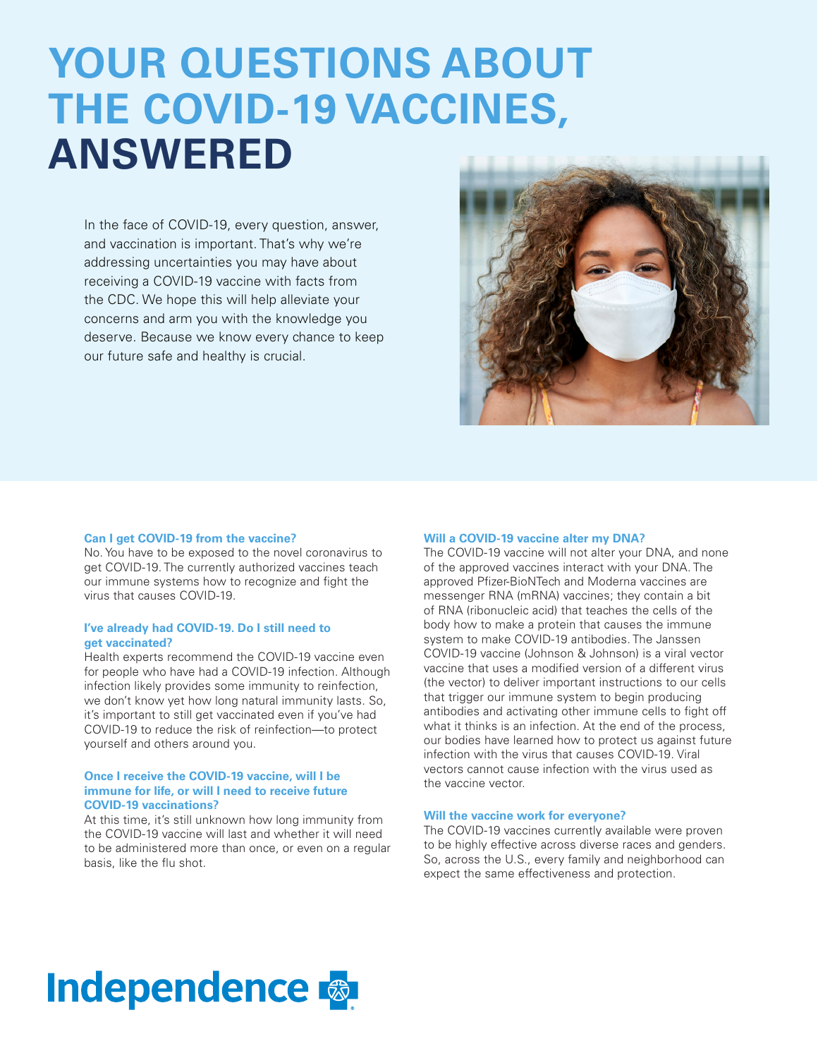# YOUR QUESTIONS ABOUT THE COVID-19 VACCINES, ANSWERED

In the face of COVID-19, every question, answer, and vaccination is important. That's why we're addressing uncertainties you may have about receiving a COVID-19 vaccine with facts from the CDC. We hope this will help alleviate your concerns and arm you with the knowledge you deserve. Because we know every chance to keep our future safe and healthy is crucial.

### Can I get COVID-19 from the vaccine?

No. You have to be exposed to the novel coronavirus to get COVID-19. The currently authorized vaccines teach our immune systems how to recognize and fight the virus that causes COVID-19.

### I've already had COVID-19. Do I still need to get vaccinated?

Health experts recommend the COVID-19 vaccine even for people who have had a COVID-19 infection. Although infection likely provides some immunity to reinfection, we don't know yet how long natural immunity lasts. So, it's important to still get vaccinated even if you've had COVID-19 to reduce the risk of reinfection—to protect yourself and others around you.

### Once I receive the COVID-19 vaccine, will I be immune for life, or will I need to receive future COVID-19 vaccinations?

At this time, it's still unknown how long immunity from the COVID-19 vaccine will last and whether it will need to be administered more than once, or even on a regular basis, like the flu shot.

### Will a COVID-19 vaccine alter my DNA?

The COVID-19 vaccine will not alter your DNA, and none of the approved vaccines interact with your DNA. The approved Pfizer-BioNTech and Moderna vaccines are messenger RNA (mRNA) vaccines; they contain a bit of RNA (ribonucleic acid) that teaches the cells of the body how to make a protein that causes the immune system to make COVID-19 antibodies. The Janssen COVID-19 vaccine (Johnson & Johnson) is a viral vector vaccine that uses a modified version of a different virus (the vector) to deliver important instructions to our cells that trigger our immune system to begin producing antibodies and activating other immune cells to fight off what it thinks is an infection. At the end of the process, our bodies have learned how to protect us against future infection with the virus that causes COVID-19. Viral vectors cannot cause infection with the virus used as the vaccine vector.

### Will the vaccine work for everyone?

The COVID-19 vaccines currently available were proven to be highly effective across diverse races and genders. So, across the U.S., every family and neighborhood can expect the same effectiveness and protection.

Independence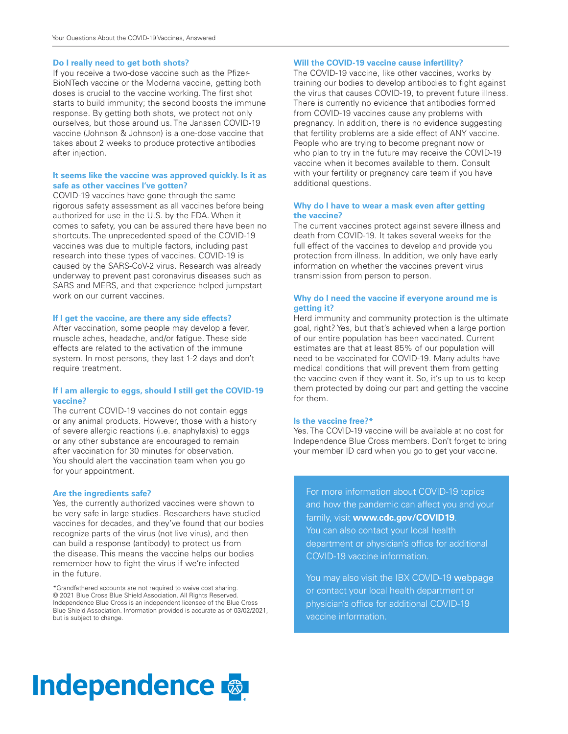### Do I really need to get both shots?

If you receive a two-dose vaccine such as the Pfizer-BioNTech vaccine or the Moderna vaccine, getting both doses is crucial to the vaccine working. The first shot starts to build immunity; the second boosts the immune response. By getting both shots, we protect not only ourselves, but those around us. The Janssen COVID-19 vaccine (Johnson & Johnson) is a one-dose vaccine that takes about 2 weeks to produce protective antibodies after injection.

### It seems like the vaccine was approved quickly. Is it as safe as other vaccines I've gotten?

COVID-19 vaccines have gone through the same rigorous safety assessment as all vaccines before being authorized for use in the U.S. by the FDA. When it comes to safety, you can be assured there have been no shortcuts. The unprecedented speed of the COVID-19 vaccines was due to multiple factors, including past research into these types of vaccines. COVID-19 is caused by the SARS-CoV-2 virus. Research was already underway to prevent past coronavirus diseases such as SARS and MERS, and that experience helped jumpstart work on our current vaccines.

### If I get the vaccine, are there any side effects?

After vaccination, some people may develop a fever, muscle aches, headache, and/or fatigue. These side effects are related to the activation of the immune system. In most persons, they last 1-2 days and don't require treatment.

### If I am allergic to eggs, should I still get the COVID-19 vaccine?

The current COVID-19 vaccines do not contain eggs or any animal products. However, those with a history of severe allergic reactions (i.e. anaphylaxis) to eggs or any other substance are encouraged to remain after vaccination for 30 minutes for observation. You should alert the vaccination team when you go for your appointment.

### Are the ingredients safe?

Yes, the currently authorized vaccines were shown to be very safe in large studies. Researchers have studied vaccines for decades, and they've found that our bodies recognize parts of the virus (not live virus), and then can build a response (antibody) to protect us from the disease. This means the vaccine helps our bodies remember how to fight the virus if we're infected in the future.

### Will the COVID-19 vaccine cause infertility?

The COVID-19 vaccine, like other vaccines, works by training our bodies to develop antibodies to fight against the virus that causes COVID-19, to prevent future illness. There is currently no evidence that antibodies formed from COVID-19 vaccines cause any problems with pregnancy. In addition, there is no evidence suggesting that fertility problems are a side effect of ANY vaccine. People who are trying to become pregnant now or who plan to try in the future may receive the COVID-19 vaccine when it becomes available to them. Consult with your fertility or pregnancy care team if you have additional questions.

### Why do I have to wear a mask even after getting the vaccine?

The current vaccines protect against severe illness and death from COVID-19. It takes several weeks for the full effect of the vaccines to develop and provide you protection from illness. In addition, we only have early information on whether the vaccines prevent virus transmission from person to person.

### Why do I need the vaccine if everyone around me is getting it?

Herd immunity and community protection is the ultimate goal, right? Yes, but that's achieved when a large portion of our entire population has been vaccinated. Current estimates are that at least 85% of our population will need to be vaccinated for COVID-19. Many adults have medical conditions that will prevent them from getting the vaccine even if they want it. So, it's up to us to keep them protected by doing our part and getting the vaccine for them.

### Is the vaccine free?*

Yes. The COVID-19 vaccine will be available at no cost for Independence Blue Cross members. Don't forget to bring your member ID card when you go to get your vaccine.

For more information about COVID-19 topics and how the pandemic can affect you and your family, visit **www.cdc.gov/COVID19**. You can also contact your local health department or physician's office for additional COVID-19 vaccine information.

You may also visit the IBX COVID-19 webpage or contact your local health department or physician's office for additional COVID-19 vaccine information.

*Grandfathered accounts are not required to waive cost sharing.
© 2021 Blue Cross Blue Shield Association. All Rights Reserved.
Independence Blue Cross is an independent licensee of the Blue Cross Blue Shield Association. Information provided is accurate as of 03/02/2021, but is subject to change.

**Independence**